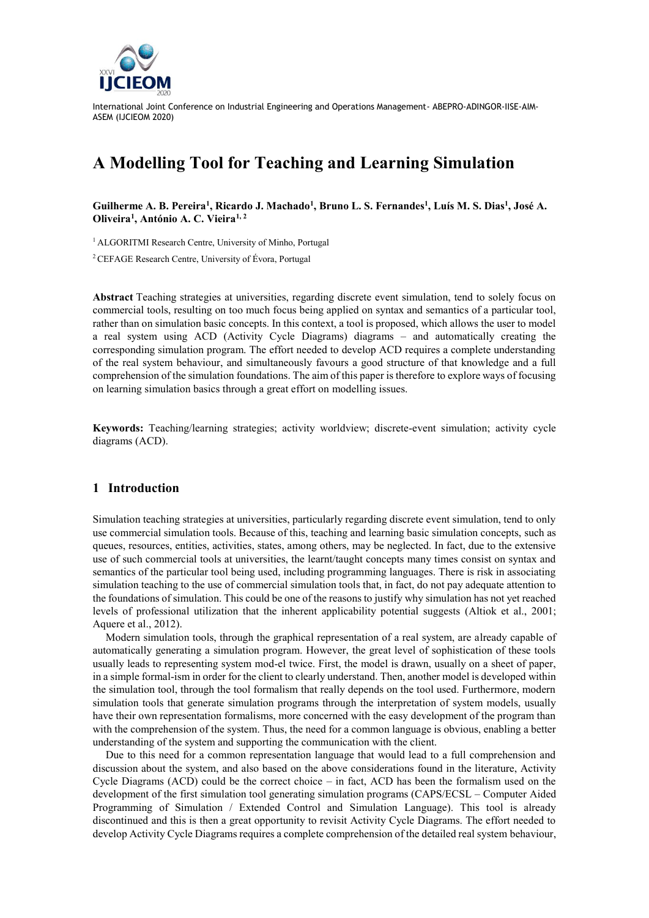# A Modelling Tool for Teaching and Learning Simulation

**Guilherme A. B. Pereira[1], Ricardo J. Machado[1], Bruno L. S. Fernandes[1], Luís M. S. Dias[1], José A. Oliveira[1], António A. C. Vieira[1, 2]**

[1] ALGORITMI Research Centre, University of Minho, Portugal

[2] CEFAGE Research Centre, University of Évora, Portugal

**Abstract** Teaching strategies at universities, regarding discrete event simulation, tend to solely focus on commercial tools, resulting on too much focus being applied on syntax and semantics of a particular tool, rather than on simulation basic concepts. In this context, a tool is proposed, which allows the user to model a real system using ACD (Activity Cycle Diagrams) diagrams – and automatically creating the corresponding simulation program. The effort needed to develop ACD requires a complete understanding of the real system behaviour, and simultaneously favours a good structure of that knowledge and a full comprehension of the simulation foundations. The aim of this paper is therefore to explore ways of focusing on learning simulation basics through a great effort on modelling issues.

**Keywords:** Teaching/learning strategies; activity worldview; discrete-event simulation; activity cycle diagrams (ACD).

## 1 Introduction

Simulation teaching strategies at universities, particularly regarding discrete event simulation, tend to only use commercial simulation tools. Because of this, teaching and learning basic simulation concepts, such as queues, resources, entities, activities, states, among others, may be neglected. In fact, due to the extensive use of such commercial tools at universities, the learnt/taught concepts many times consist on syntax and semantics of the particular tool being used, including programming languages. There is risk in associating simulation teaching to the use of commercial simulation tools that, in fact, do not pay adequate attention to the foundations of simulation. This could be one of the reasons to justify why simulation has not yet reached levels of professional utilization that the inherent applicability potential suggests (Altiok et al., 2001; Aquere et al., 2012).

Modern simulation tools, through the graphical representation of a real system, are already capable of automatically generating a simulation program. However, the great level of sophistication of these tools usually leads to representing system mod-el twice. First, the model is drawn, usually on a sheet of paper, in a simple formal-ism in order for the client to clearly understand. Then, another model is developed within the simulation tool, through the tool formalism that really depends on the tool used. Furthermore, modern simulation tools that generate simulation programs through the interpretation of system models, usually have their own representation formalisms, more concerned with the easy development of the program than with the comprehension of the system. Thus, the need for a common language is obvious, enabling a better understanding of the system and supporting the communication with the client.

Due to this need for a common representation language that would lead to a full comprehension and discussion about the system, and also based on the above considerations found in the literature, Activity Cycle Diagrams (ACD) could be the correct choice – in fact, ACD has been the formalism used on the development of the first simulation tool generating simulation programs (CAPS/ECSL – Computer Aided Programming of Simulation / Extended Control and Simulation Language). This tool is already discontinued and this is then a great opportunity to revisit Activity Cycle Diagrams. The effort needed to develop Activity Cycle Diagrams requires a complete comprehension of the detailed real system behaviour,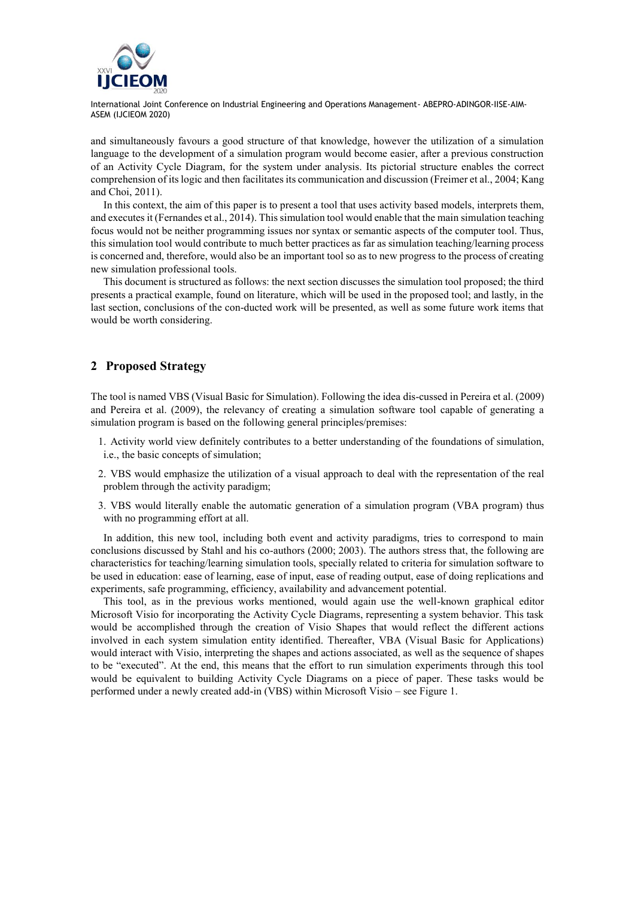and simultaneously favours a good structure of that knowledge, however the utilization of a simulation language to the development of a simulation program would become easier, after a previous construction of an Activity Cycle Diagram, for the system under analysis. Its pictorial structure enables the correct comprehension of its logic and then facilitates its communication and discussion (Freimer et al., 2004; Kang and Choi, 2011).

In this context, the aim of this paper is to present a tool that uses activity based models, interprets them, and executes it (Fernandes et al., 2014). This simulation tool would enable that the main simulation teaching focus would not be neither programming issues nor syntax or semantic aspects of the computer tool. Thus, this simulation tool would contribute to much better practices as far as simulation teaching/learning process is concerned and, therefore, would also be an important tool so as to new progress to the process of creating new simulation professional tools.

This document is structured as follows: the next section discusses the simulation tool proposed; the third presents a practical example, found on literature, which will be used in the proposed tool; and lastly, in the last section, conclusions of the con-ducted work will be presented, as well as some future work items that would be worth considering.

## 2 Proposed Strategy

The tool is named VBS (Visual Basic for Simulation). Following the idea dis-cussed in Pereira et al. (2009) and Pereira et al. (2009), the relevancy of creating a simulation software tool capable of generating a simulation program is based on the following general principles/premises:

1. Activity world view definitely contributes to a better understanding of the foundations of simulation, i.e., the basic concepts of simulation;
2. VBS would emphasize the utilization of a visual approach to deal with the representation of the real problem through the activity paradigm;
3. VBS would literally enable the automatic generation of a simulation program (VBA program) thus with no programming effort at all.

In addition, this new tool, including both event and activity paradigms, tries to correspond to main conclusions discussed by Stahl and his co-authors (2000; 2003). The authors stress that, the following are characteristics for teaching/learning simulation tools, specially related to criteria for simulation software to be used in education: ease of learning, ease of input, ease of reading output, ease of doing replications and experiments, safe programming, efficiency, availability and advancement potential.

This tool, as in the previous works mentioned, would again use the well-known graphical editor Microsoft Visio for incorporating the Activity Cycle Diagrams, representing a system behavior. This task would be accomplished through the creation of Visio Shapes that would reflect the different actions involved in each system simulation entity identified. Thereafter, VBA (Visual Basic for Applications) would interact with Visio, interpreting the shapes and actions associated, as well as the sequence of shapes to be "executed". At the end, this means that the effort to run simulation experiments through this tool would be equivalent to building Activity Cycle Diagrams on a piece of paper. These tasks would be performed under a newly created add-in (VBS) within Microsoft Visio – see Figure 1.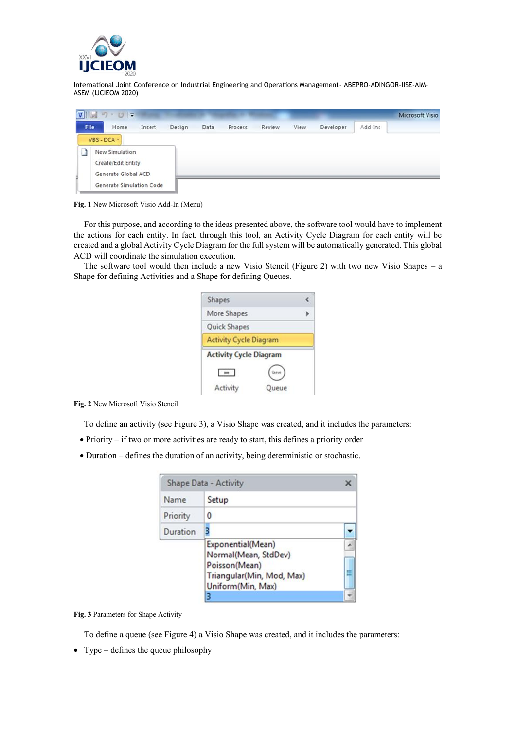Fig. 1 New Microsoft Visio Add-In (Menu)

For this purpose, and according to the ideas presented above, the software tool would have to implement the actions for each entity. In fact, through this tool, an Activity Cycle Diagram for each entity will be created and a global Activity Cycle Diagram for the full system will be automatically generated. This global ACD will coordinate the simulation execution.

The software tool would then include a new Visio Stencil (Figure 2) with two new Visio Shapes – a Shape for defining Activities and a Shape for defining Queues.

Fig. 2 New Microsoft Visio Stencil

To define an activity (see Figure 3), a Visio Shape was created, and it includes the parameters:

- Priority – if two or more activities are ready to start, this defines a priority order
- Duration – defines the duration of an activity, being deterministic or stochastic.

Fig. 3 Parameters for Shape Activity

To define a queue (see Figure 4) a Visio Shape was created, and it includes the parameters:

- Type – defines the queue philosophy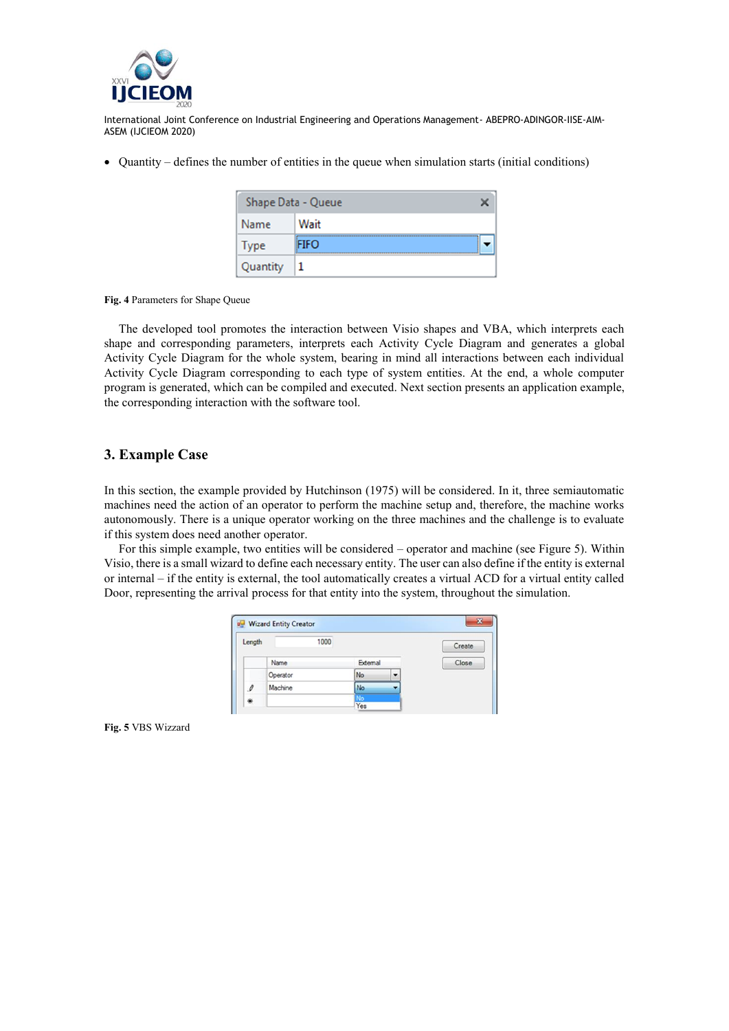- Quantity – defines the number of entities in the queue when simulation starts (initial conditions)

| Shape Data - Queue | |
| --- | --- |
| Name | Wait |
| Type | FIFO |
| Quantity | 1 |

**Fig. 4** Parameters for Shape Queue

The developed tool promotes the interaction between Visio shapes and VBA, which interprets each shape and corresponding parameters, interprets each Activity Cycle Diagram and generates a global Activity Cycle Diagram for the whole system, bearing in mind all interactions between each individual Activity Cycle Diagram corresponding to each type of system entities. At the end, a whole computer program is generated, which can be compiled and executed. Next section presents an application example, the corresponding interaction with the software tool.

## 3. Example Case

In this section, the example provided by Hutchinson (1975) will be considered. In it, three semiautomatic machines need the action of an operator to perform the machine setup and, therefore, the machine works autonomously. There is a unique operator working on the three machines and the challenge is to evaluate if this system does need another operator.

For this simple example, two entities will be considered – operator and machine (see Figure 5). Within Visio, there is a small wizard to define each necessary entity. The user can also define if the entity is external or internal – if the entity is external, the tool automatically creates a virtual ACD for a virtual entity called Door, representing the arrival process for that entity into the system, throughout the simulation.

Wizard Entity Creator

Length: 1000

| Name | External |
| --- | --- |
| Operator | No |
| Machine | No |

**Fig. 5** VBS Wizzard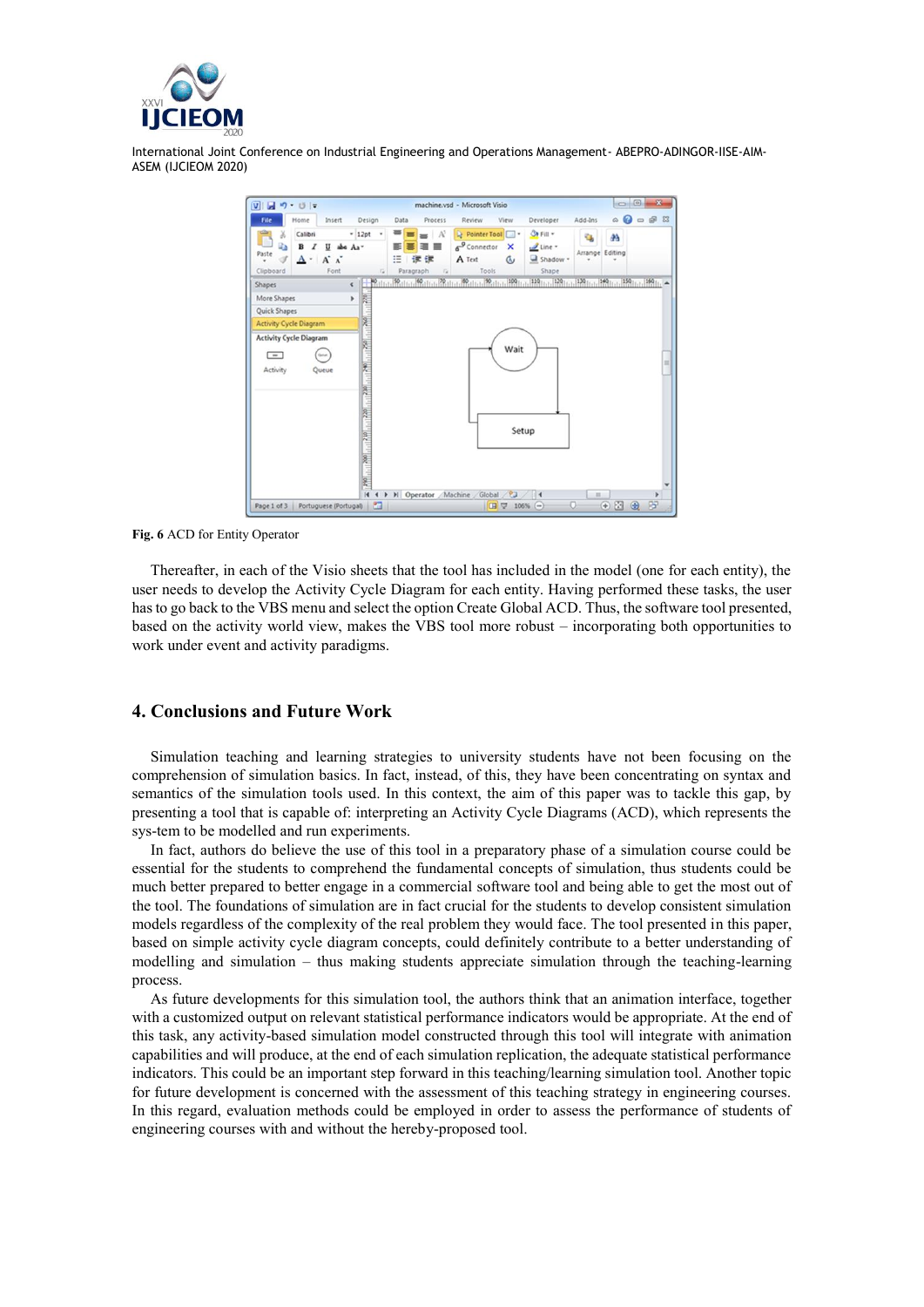**Fig. 6** ACD for Entity Operator

Thereafter, in each of the Visio sheets that the tool has included in the model (one for each entity), the user needs to develop the Activity Cycle Diagram for each entity. Having performed these tasks, the user has to go back to the VBS menu and select the option Create Global ACD. Thus, the software tool presented, based on the activity world view, makes the VBS tool more robust – incorporating both opportunities to work under event and activity paradigms.

## 4. Conclusions and Future Work

Simulation teaching and learning strategies to university students have not been focusing on the comprehension of simulation basics. In fact, instead, of this, they have been concentrating on syntax and semantics of the simulation tools used. In this context, the aim of this paper was to tackle this gap, by presenting a tool that is capable of: interpreting an Activity Cycle Diagrams (ACD), which represents the sys-tem to be modelled and run experiments.

In fact, authors do believe the use of this tool in a preparatory phase of a simulation course could be essential for the students to comprehend the fundamental concepts of simulation, thus students could be much better prepared to better engage in a commercial software tool and being able to get the most out of the tool. The foundations of simulation are in fact crucial for the students to develop consistent simulation models regardless of the complexity of the real problem they would face. The tool presented in this paper, based on simple activity cycle diagram concepts, could definitely contribute to a better understanding of modelling and simulation – thus making students appreciate simulation through the teaching-learning process.

As future developments for this simulation tool, the authors think that an animation interface, together with a customized output on relevant statistical performance indicators would be appropriate. At the end of this task, any activity-based simulation model constructed through this tool will integrate with animation capabilities and will produce, at the end of each simulation replication, the adequate statistical performance indicators. This could be an important step forward in this teaching/learning simulation tool. Another topic for future development is concerned with the assessment of this teaching strategy in engineering courses. In this regard, evaluation methods could be employed in order to assess the performance of students of engineering courses with and without the hereby-proposed tool.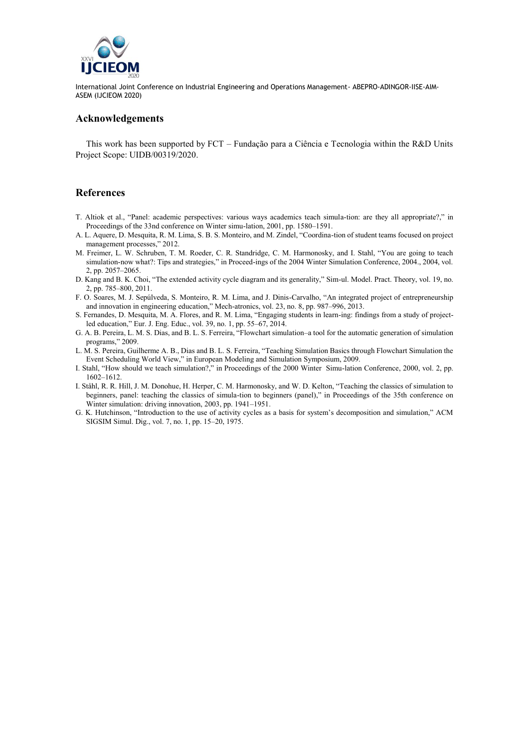## Acknowledgements

This work has been supported by FCT – Fundação para a Ciência e Tecnologia within the R&D Units Project Scope: UIDB/00319/2020.

## References

T. Altiok et al., "Panel: academic perspectives: various ways academics teach simula-tion: are they all appropriate?," in Proceedings of the 33nd conference on Winter simu-lation, 2001, pp. 1580–1591.

A. L. Aquere, D. Mesquita, R. M. Lima, S. B. S. Monteiro, and M. Zindel, "Coordina-tion of student teams focused on project management processes," 2012.

M. Freimer, L. W. Schruben, T. M. Roeder, C. R. Standridge, C. M. Harmonosky, and I. Stahl, "You are going to teach simulation-now what?: Tips and strategies," in Proceed-ings of the 2004 Winter Simulation Conference, 2004., 2004, vol. 2, pp. 2057–2065.

D. Kang and B. K. Choi, "The extended activity cycle diagram and its generality," Sim-ul. Model. Pract. Theory, vol. 19, no. 2, pp. 785–800, 2011.

F. O. Soares, M. J. Sepúlveda, S. Monteiro, R. M. Lima, and J. Dinis-Carvalho, "An integrated project of entrepreneurship and innovation in engineering education," Mech-atronics, vol. 23, no. 8, pp. 987–996, 2013.

S. Fernandes, D. Mesquita, M. A. Flores, and R. M. Lima, "Engaging students in learn-ing: findings from a study of project-led education," Eur. J. Eng. Educ., vol. 39, no. 1, pp. 55–67, 2014.

G. A. B. Pereira, L. M. S. Dias, and B. L. S. Ferreira, "Flowchart simulation–a tool for the automatic generation of simulation programs," 2009.

L. M. S. Pereira, Guilherme A. B., Dias and B. L. S. Ferreira, "Teaching Simulation Basics through Flowchart Simulation the Event Scheduling World View," in European Modeling and Simulation Symposium, 2009.

I. Stahl, "How should we teach simulation?," in Proceedings of the 2000 Winter Simu-lation Conference, 2000, vol. 2, pp. 1602–1612.

I. Ståhl, R. R. Hill, J. M. Donohue, H. Herper, C. M. Harmonosky, and W. D. Kelton, "Teaching the classics of simulation to beginners, panel: teaching the classics of simula-tion to beginners (panel)," in Proceedings of the 35th conference on Winter simulation: driving innovation, 2003, pp. 1941–1951.

G. K. Hutchinson, "Introduction to the use of activity cycles as a basis for system's decomposition and simulation," ACM SIGSIM Simul. Dig., vol. 7, no. 1, pp. 15–20, 1975.